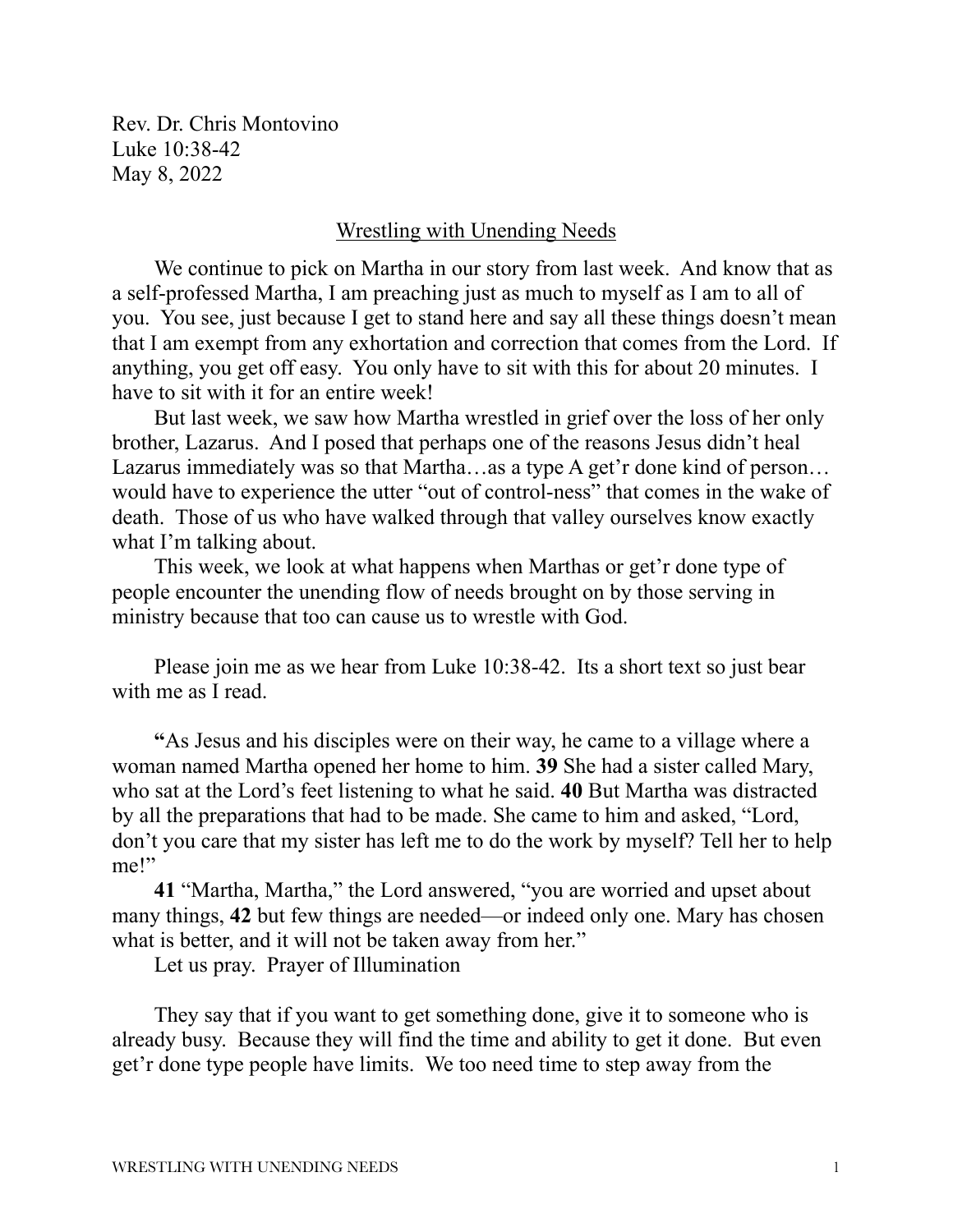Rev. Dr. Chris Montovino
Luke 10:38-42
May 8, 2022

## Wrestling with Unending Needs

We continue to pick on Martha in our story from last week. And know that as a self-professed Martha, I am preaching just as much to myself as I am to all of you. You see, just because I get to stand here and say all these things doesn't mean that I am exempt from any exhortation and correction that comes from the Lord. If anything, you get off easy. You only have to sit with this for about 20 minutes. I have to sit with it for an entire week!

But last week, we saw how Martha wrestled in grief over the loss of her only brother, Lazarus. And I posed that perhaps one of the reasons Jesus didn't heal Lazarus immediately was so that Martha…as a type A get'r done kind of person…would have to experience the utter "out of control-ness" that comes in the wake of death. Those of us who have walked through that valley ourselves know exactly what I'm talking about.

This week, we look at what happens when Marthas or get'r done type of people encounter the unending flow of needs brought on by those serving in ministry because that too can cause us to wrestle with God.

Please join me as we hear from Luke 10:38-42. Its a short text so just bear with me as I read.

**"**As Jesus and his disciples were on their way, he came to a village where a woman named Martha opened her home to him. **39** She had a sister called Mary, who sat at the Lord's feet listening to what he said. **40** But Martha was distracted by all the preparations that had to be made. She came to him and asked, "Lord, don't you care that my sister has left me to do the work by myself? Tell her to help me!"

**41** "Martha, Martha," the Lord answered, "you are worried and upset about many things, **42** but few things are needed—or indeed only one. Mary has chosen what is better, and it will not be taken away from her."

Let us pray. Prayer of Illumination

They say that if you want to get something done, give it to someone who is already busy. Because they will find the time and ability to get it done. But even get'r done type people have limits. We too need time to step away from the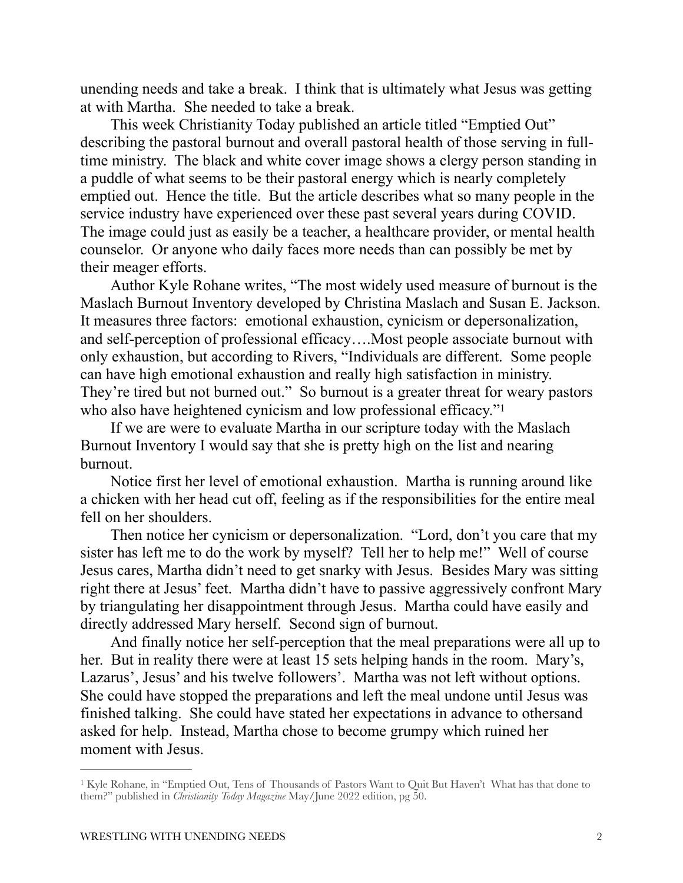unending needs and take a break. I think that is ultimately what Jesus was getting at with Martha. She needed to take a break.

This week Christianity Today published an article titled "Emptied Out" describing the pastoral burnout and overall pastoral health of those serving in full-time ministry. The black and white cover image shows a clergy person standing in a puddle of what seems to be their pastoral energy which is nearly completely emptied out. Hence the title. But the article describes what so many people in the service industry have experienced over these past several years during COVID. The image could just as easily be a teacher, a healthcare provider, or mental health counselor. Or anyone who daily faces more needs than can possibly be met by their meager efforts.

Author Kyle Rohane writes, "The most widely used measure of burnout is the Maslach Burnout Inventory developed by Christina Maslach and Susan E. Jackson. It measures three factors: emotional exhaustion, cynicism or depersonalization, and self-perception of professional efficacy….Most people associate burnout with only exhaustion, but according to Rivers, "Individuals are different. Some people can have high emotional exhaustion and really high satisfaction in ministry. They're tired but not burned out." So burnout is a greater threat for weary pastors who also have heightened cynicism and low professional efficacy."[1]

If we are were to evaluate Martha in our scripture today with the Maslach Burnout Inventory I would say that she is pretty high on the list and nearing burnout.

Notice first her level of emotional exhaustion. Martha is running around like a chicken with her head cut off, feeling as if the responsibilities for the entire meal fell on her shoulders.

Then notice her cynicism or depersonalization. "Lord, don't you care that my sister has left me to do the work by myself? Tell her to help me!" Well of course Jesus cares, Martha didn't need to get snarky with Jesus. Besides Mary was sitting right there at Jesus' feet. Martha didn't have to passive aggressively confront Mary by triangulating her disappointment through Jesus. Martha could have easily and directly addressed Mary herself. Second sign of burnout.

And finally notice her self-perception that the meal preparations were all up to her. But in reality there were at least 15 sets helping hands in the room. Mary's, Lazarus', Jesus' and his twelve followers'. Martha was not left without options. She could have stopped the preparations and left the meal undone until Jesus was finished talking. She could have stated her expectations in advance to othersand asked for help. Instead, Martha chose to become grumpy which ruined her moment with Jesus.

---

[1] Kyle Rohane, in "Emptied Out, Tens of Thousands of Pastors Want to Quit But Haven't What has that done to them?" published in *Christianity Today Magazine* May/June 2022 edition, pg 50.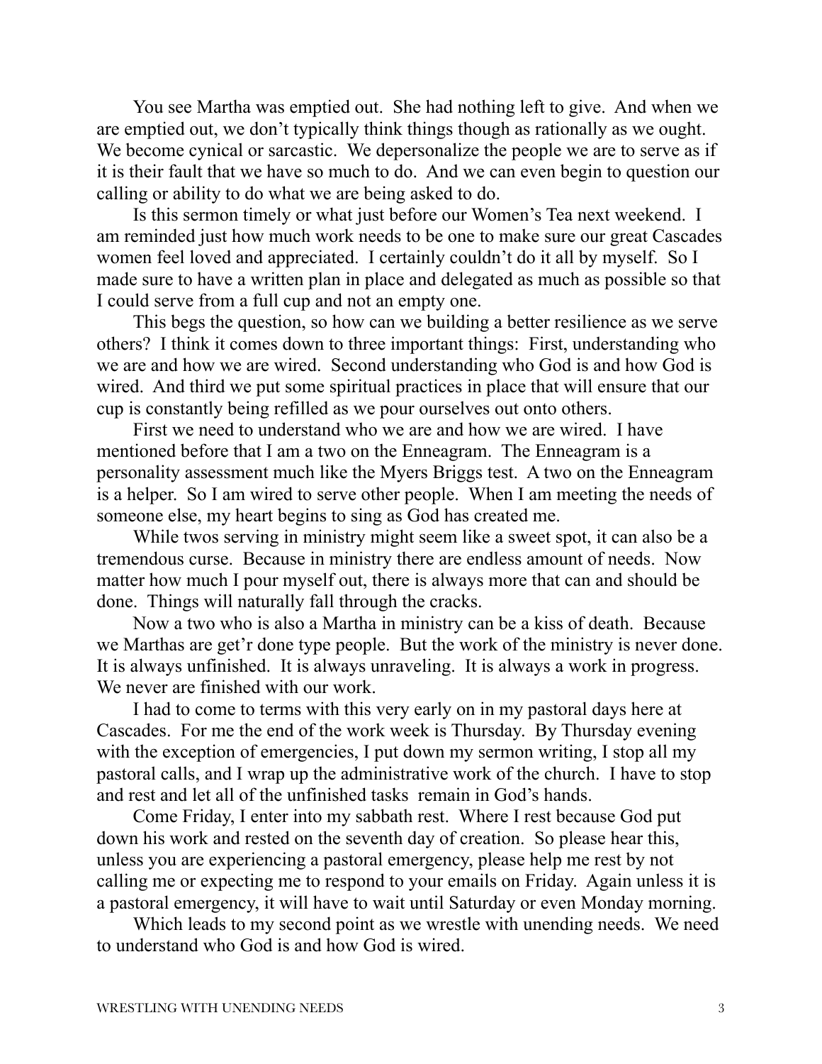You see Martha was emptied out. She had nothing left to give. And when we are emptied out, we don't typically think things though as rationally as we ought. We become cynical or sarcastic. We depersonalize the people we are to serve as if it is their fault that we have so much to do. And we can even begin to question our calling or ability to do what we are being asked to do.

Is this sermon timely or what just before our Women's Tea next weekend. I am reminded just how much work needs to be one to make sure our great Cascades women feel loved and appreciated. I certainly couldn't do it all by myself. So I made sure to have a written plan in place and delegated as much as possible so that I could serve from a full cup and not an empty one.

This begs the question, so how can we building a better resilience as we serve others? I think it comes down to three important things: First, understanding who we are and how we are wired. Second understanding who God is and how God is wired. And third we put some spiritual practices in place that will ensure that our cup is constantly being refilled as we pour ourselves out onto others.

First we need to understand who we are and how we are wired. I have mentioned before that I am a two on the Enneagram. The Enneagram is a personality assessment much like the Myers Briggs test. A two on the Enneagram is a helper. So I am wired to serve other people. When I am meeting the needs of someone else, my heart begins to sing as God has created me.

While twos serving in ministry might seem like a sweet spot, it can also be a tremendous curse. Because in ministry there are endless amount of needs. Now matter how much I pour myself out, there is always more that can and should be done. Things will naturally fall through the cracks.

Now a two who is also a Martha in ministry can be a kiss of death. Because we Marthas are get'r done type people. But the work of the ministry is never done. It is always unfinished. It is always unraveling. It is always a work in progress. We never are finished with our work.

I had to come to terms with this very early on in my pastoral days here at Cascades. For me the end of the work week is Thursday. By Thursday evening with the exception of emergencies, I put down my sermon writing, I stop all my pastoral calls, and I wrap up the administrative work of the church. I have to stop and rest and let all of the unfinished tasks remain in God's hands.

Come Friday, I enter into my sabbath rest. Where I rest because God put down his work and rested on the seventh day of creation. So please hear this, unless you are experiencing a pastoral emergency, please help me rest by not calling me or expecting me to respond to your emails on Friday. Again unless it is a pastoral emergency, it will have to wait until Saturday or even Monday morning.

Which leads to my second point as we wrestle with unending needs. We need to understand who God is and how God is wired.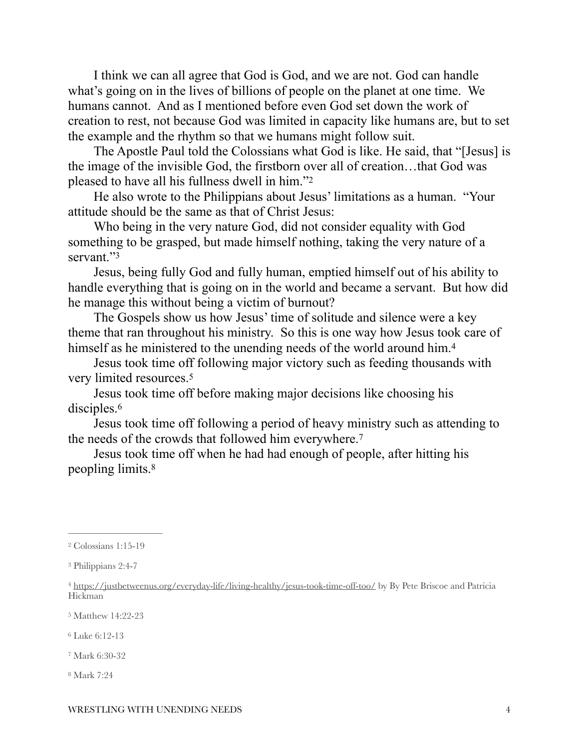I think we can all agree that God is God, and we are not. God can handle what's going on in the lives of billions of people on the planet at one time. We humans cannot. And as I mentioned before even God set down the work of creation to rest, not because God was limited in capacity like humans are, but to set the example and the rhythm so that we humans might follow suit.

The Apostle Paul told the Colossians what God is like. He said, that "[Jesus] is the image of the invisible God, the firstborn over all of creation…that God was pleased to have all his fullness dwell in him."[2]

He also wrote to the Philippians about Jesus' limitations as a human. "Your attitude should be the same as that of Christ Jesus:

Who being in the very nature God, did not consider equality with God something to be grasped, but made himself nothing, taking the very nature of a servant."[3]

Jesus, being fully God and fully human, emptied himself out of his ability to handle everything that is going on in the world and became a servant. But how did he manage this without being a victim of burnout?

The Gospels show us how Jesus' time of solitude and silence were a key theme that ran throughout his ministry. So this is one way how Jesus took care of himself as he ministered to the unending needs of the world around him.[4]

Jesus took time off following major victory such as feeding thousands with very limited resources.[5]

Jesus took time off before making major decisions like choosing his disciples.[6]

Jesus took time off following a period of heavy ministry such as attending to the needs of the crowds that followed him everywhere.[7]

Jesus took time off when he had had enough of people, after hitting his peopling limits.[8]

---

[2] Colossians 1:15-19

[3] Philippians 2:4-7

[4] https://justbetweenus.org/everyday-life/living-healthy/jesus-took-time-off-too/ by By Pete Briscoe and Patricia Hickman

[5] Matthew 14:22-23

[6] Luke 6:12-13

[7] Mark 6:30-32

[8] Mark 7:24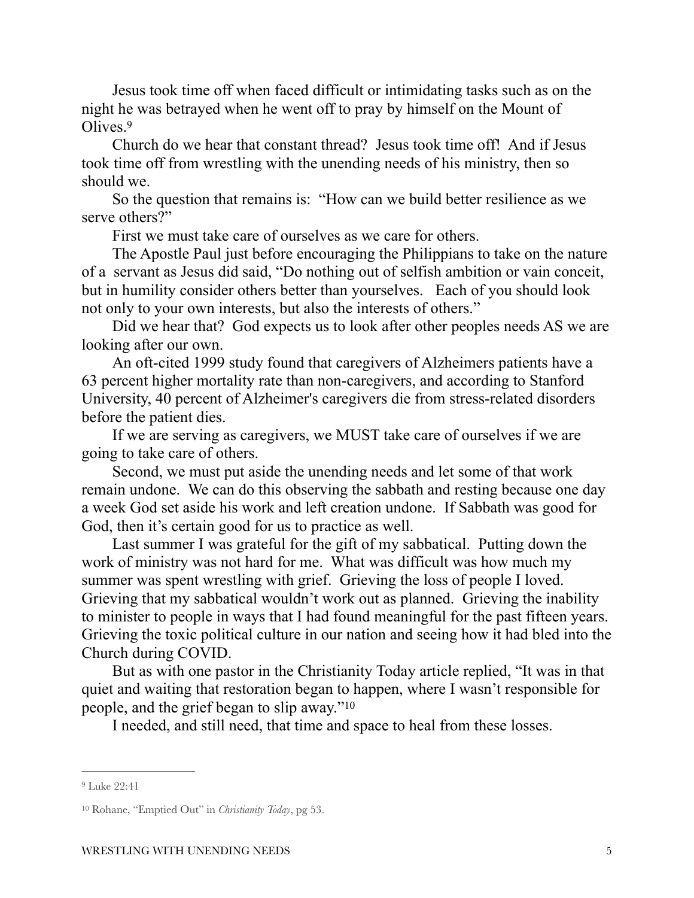Jesus took time off when faced difficult or intimidating tasks such as on the night he was betrayed when he went off to pray by himself on the Mount of Olives.[9]

Church do we hear that constant thread? Jesus took time off! And if Jesus took time off from wrestling with the unending needs of his ministry, then so should we.

So the question that remains is: "How can we build better resilience as we serve others?"

First we must take care of ourselves as we care for others.

The Apostle Paul just before encouraging the Philippians to take on the nature of a servant as Jesus did said, "Do nothing out of selfish ambition or vain conceit, but in humility consider others better than yourselves. Each of you should look not only to your own interests, but also the interests of others."

Did we hear that? God expects us to look after other peoples needs AS we are looking after our own.

An oft-cited 1999 study found that caregivers of Alzheimers patients have a 63 percent higher mortality rate than non-caregivers, and according to Stanford University, 40 percent of Alzheimer's caregivers die from stress-related disorders before the patient dies.

If we are serving as caregivers, we MUST take care of ourselves if we are going to take care of others.

Second, we must put aside the unending needs and let some of that work remain undone. We can do this observing the sabbath and resting because one day a week God set aside his work and left creation undone. If Sabbath was good for God, then it's certain good for us to practice as well.

Last summer I was grateful for the gift of my sabbatical. Putting down the work of ministry was not hard for me. What was difficult was how much my summer was spent wrestling with grief. Grieving the loss of people I loved. Grieving that my sabbatical wouldn't work out as planned. Grieving the inability to minister to people in ways that I had found meaningful for the past fifteen years. Grieving the toxic political culture in our nation and seeing how it had bled into the Church during COVID.

But as with one pastor in the Christianity Today article replied, "It was in that quiet and waiting that restoration began to happen, where I wasn't responsible for people, and the grief began to slip away."[10]

I needed, and still need, that time and space to heal from these losses.

---

[9] Luke 22:41

[10] Rohane, "Emptied Out" in *Christianity Today*, pg 53.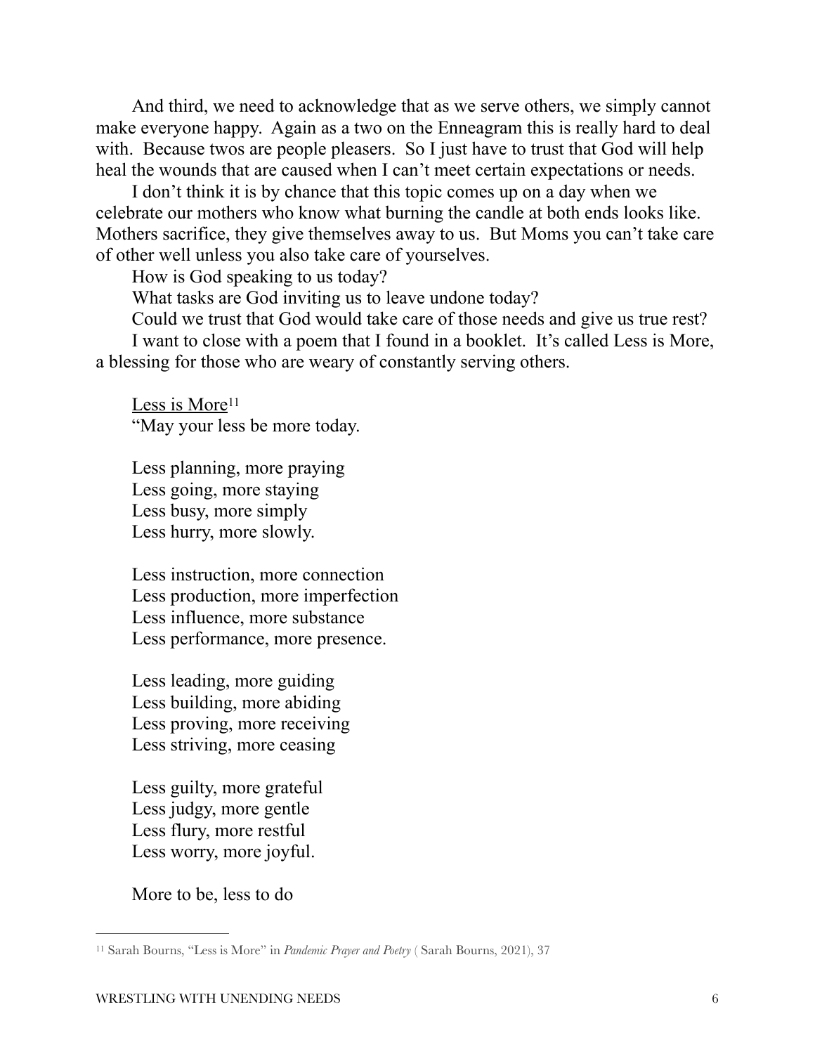And third, we need to acknowledge that as we serve others, we simply cannot make everyone happy. Again as a two on the Enneagram this is really hard to deal with. Because twos are people pleasers. So I just have to trust that God will help heal the wounds that are caused when I can't meet certain expectations or needs.

I don't think it is by chance that this topic comes up on a day when we celebrate our mothers who know what burning the candle at both ends looks like. Mothers sacrifice, they give themselves away to us. But Moms you can't take care of other well unless you also take care of yourselves.

How is God speaking to us today?

What tasks are God inviting us to leave undone today?

Could we trust that God would take care of those needs and give us true rest?

I want to close with a poem that I found in a booklet. It's called Less is More, a blessing for those who are weary of constantly serving others.

<u>Less is More</u>[11]

"May your less be more today.

Less planning, more praying
Less going, more staying
Less busy, more simply
Less hurry, more slowly.

Less instruction, more connection
Less production, more imperfection
Less influence, more substance
Less performance, more presence.

Less leading, more guiding
Less building, more abiding
Less proving, more receiving
Less striving, more ceasing

Less guilty, more grateful
Less judgy, more gentle
Less flury, more restful
Less worry, more joyful.

More to be, less to do

---

[11] Sarah Bourns, "Less is More" in *Pandemic Prayer and Poetry* ( Sarah Bourns, 2021), 37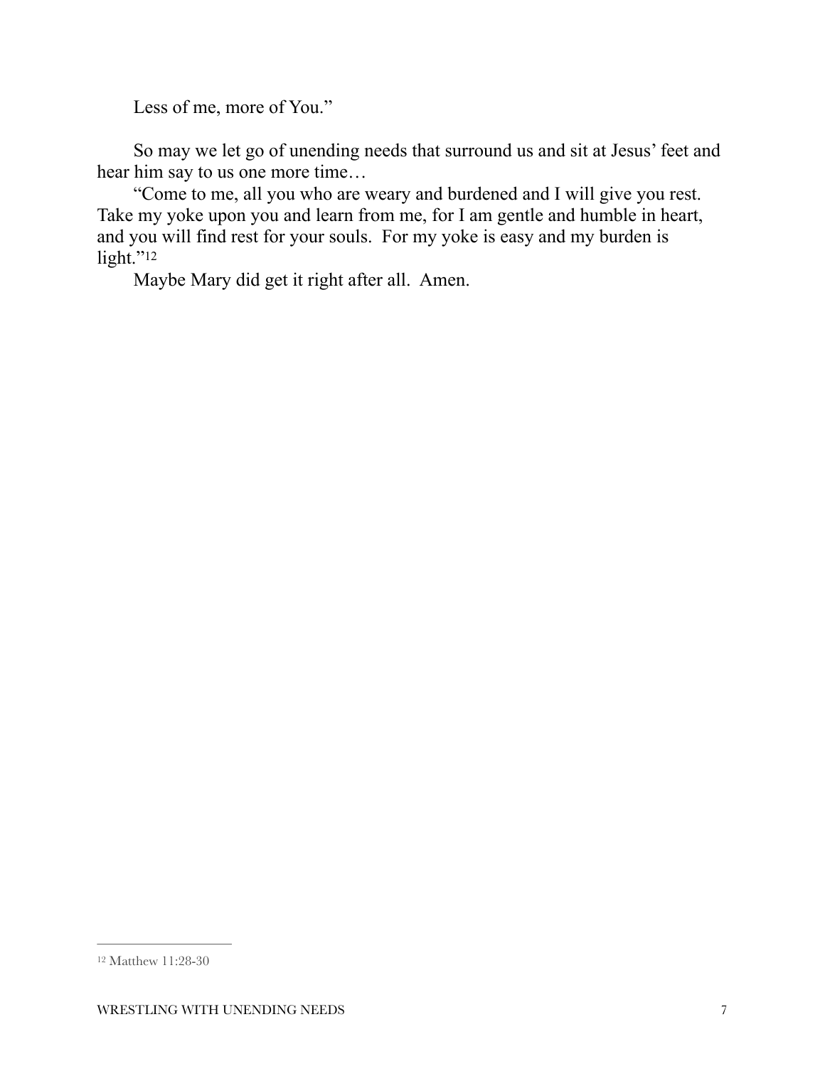Less of me, more of You."

So may we let go of unending needs that surround us and sit at Jesus' feet and hear him say to us one more time…

"Come to me, all you who are weary and burdened and I will give you rest. Take my yoke upon you and learn from me, for I am gentle and humble in heart, and you will find rest for your souls. For my yoke is easy and my burden is light."[12]

Maybe Mary did get it right after all. Amen.

---

[12] Matthew 11:28-30